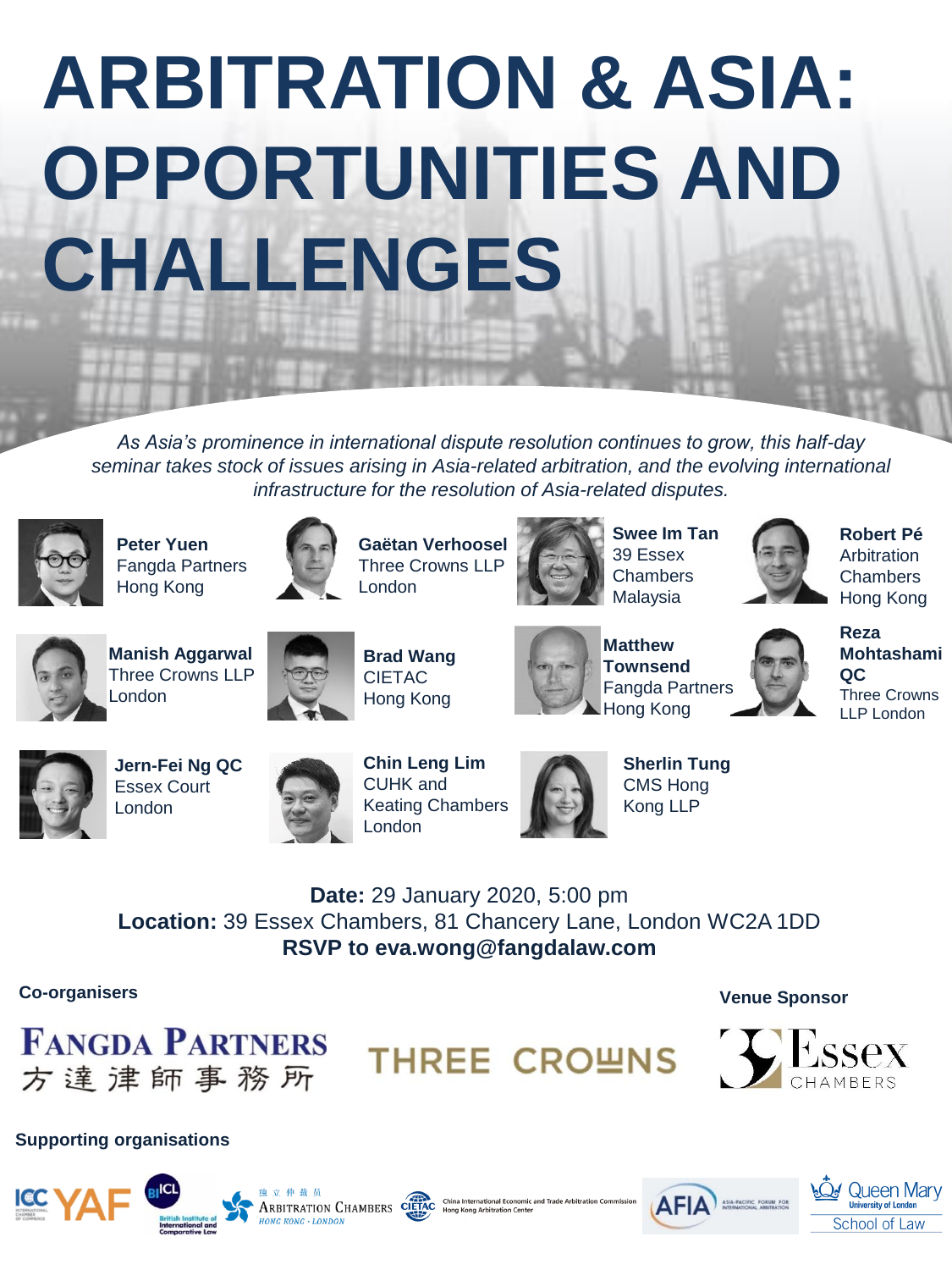# ARBITRATION & ASIA: OPPORTUNITIES AND CHALLENGES

*As Asia's prominence in international dispute resolution continues to grow, this half-day seminar takes stock of issues arising in Asia-related arbitration, and the evolving international infrastructure for the resolution of Asia-related disputes.*

**Peter Yuen**
Fangda Partners
Hong Kong

**Gaëtan Verhoosel**
Three Crowns LLP
London

**Swee Im Tan**
39 Essex Chambers
Malaysia

**Robert Pé**
Arbitration Chambers
Hong Kong

**Manish Aggarwal**
Three Crowns LLP
London

**Brad Wang**
CIETAC
Hong Kong

**Matthew Townsend**
Fangda Partners
Hong Kong

**Reza Mohtashami QC**
Three Crowns LLP London

**Jern-Fei Ng QC**
Essex Court
London

**Chin Leng Lim**
CUHK and Keating Chambers
London

**Sherlin Tung**
CMS Hong Kong LLP

**Date:** 29 January 2020, 5:00 pm
**Location:** 39 Essex Chambers, 81 Chancery Lane, London WC2A 1DD
**RSVP to eva.wong@fangdalaw.com**

**Co-organisers**

FANGDA PARTNERS 方達律師事務所

THREE CROWNS

**Venue Sponsor**

39 Essex CHAMBERS

**Supporting organisations**

ICC YAF

BIICL British Institute of International and Comparative Law

獨立仲裁員 Arbitration Chambers Hong Kong · London

CIETAC China International Economic and Trade Arbitration Commission Hong Kong Arbitration Center

AFIA Asia-Pacific Forum for International Arbitration

Queen Mary University of London School of Law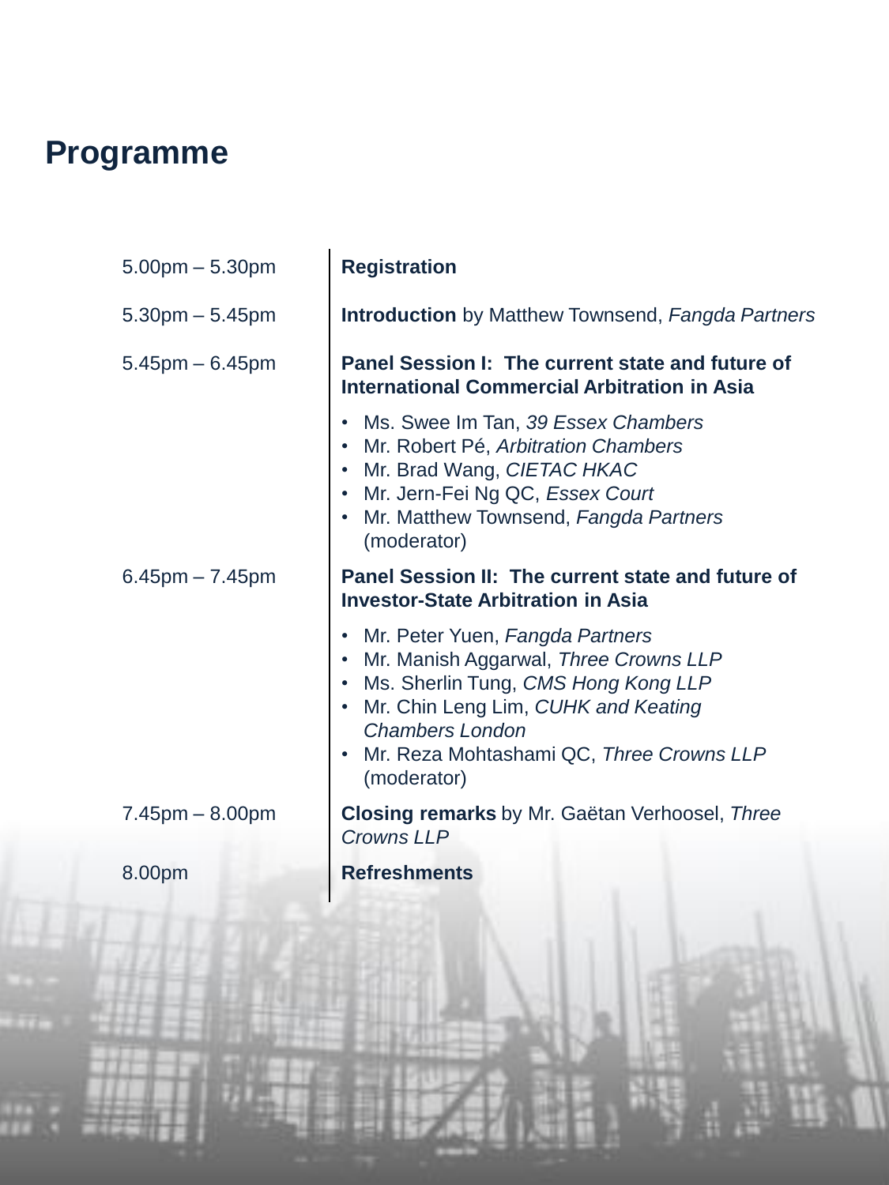# Programme

| | |
|---|---|
| 5.00pm – 5.30pm | **Registration** |
| 5.30pm – 5.45pm | **Introduction** by Matthew Townsend, *Fangda Partners* |
| 5.45pm – 6.45pm | **Panel Session I: The current state and future of International Commercial Arbitration in Asia**<br>• Ms. Swee Im Tan, *39 Essex Chambers*<br>• Mr. Robert Pé, *Arbitration Chambers*<br>• Mr. Brad Wang, *CIETAC HKAC*<br>• Mr. Jern-Fei Ng QC, *Essex Court*<br>• Mr. Matthew Townsend, *Fangda Partners* (moderator) |
| 6.45pm – 7.45pm | **Panel Session II: The current state and future of Investor-State Arbitration in Asia**<br>• Mr. Peter Yuen, *Fangda Partners*<br>• Mr. Manish Aggarwal, *Three Crowns LLP*<br>• Ms. Sherlin Tung, *CMS Hong Kong LLP*<br>• Mr. Chin Leng Lim, *CUHK and Keating Chambers London*<br>• Mr. Reza Mohtashami QC, *Three Crowns LLP* (moderator) |
| 7.45pm – 8.00pm | **Closing remarks** by Mr. Gaëtan Verhoosel, *Three Crowns LLP* |
| 8.00pm | **Refreshments** |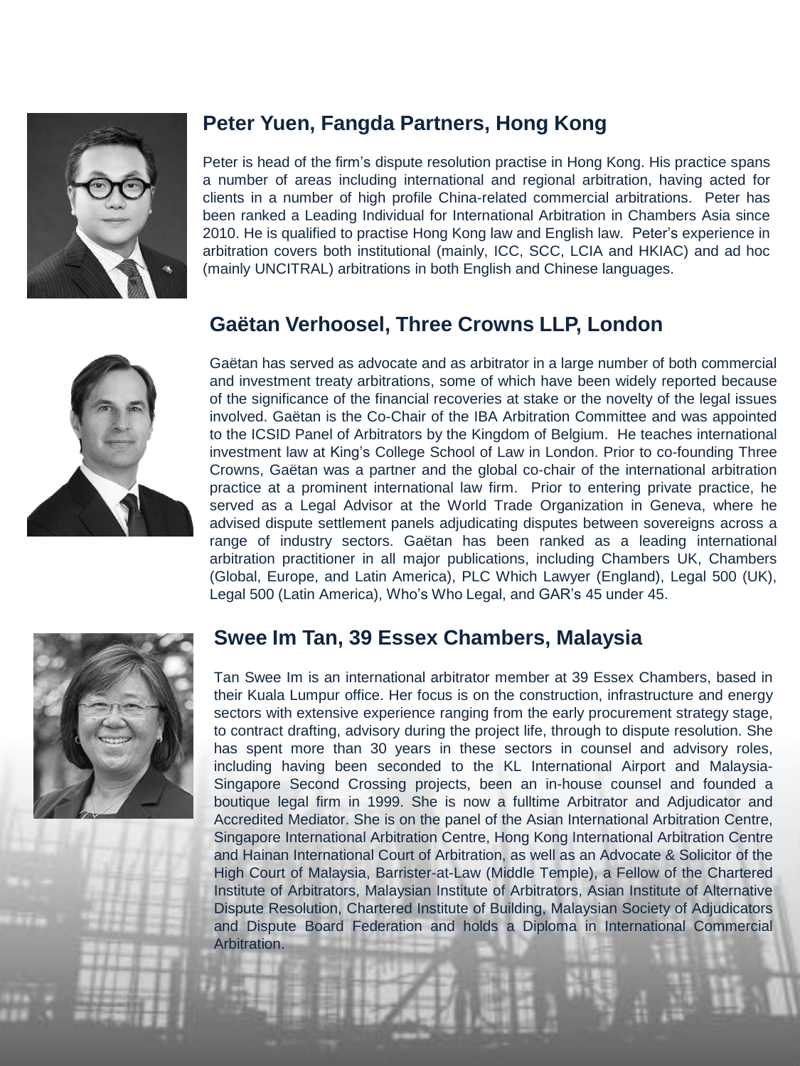## Peter Yuen, Fangda Partners, Hong Kong

Peter is head of the firm's dispute resolution practise in Hong Kong. His practice spans a number of areas including international and regional arbitration, having acted for clients in a number of high profile China-related commercial arbitrations. Peter has been ranked a Leading Individual for International Arbitration in Chambers Asia since 2010. He is qualified to practise Hong Kong law and English law. Peter's experience in arbitration covers both institutional (mainly, ICC, SCC, LCIA and HKIAC) and ad hoc (mainly UNCITRAL) arbitrations in both English and Chinese languages.

## Gaëtan Verhoosel, Three Crowns LLP, London

Gaëtan has served as advocate and as arbitrator in a large number of both commercial and investment treaty arbitrations, some of which have been widely reported because of the significance of the financial recoveries at stake or the novelty of the legal issues involved. Gaëtan is the Co-Chair of the IBA Arbitration Committee and was appointed to the ICSID Panel of Arbitrators by the Kingdom of Belgium. He teaches international investment law at King's College School of Law in London. Prior to co-founding Three Crowns, Gaëtan was a partner and the global co-chair of the international arbitration practice at a prominent international law firm. Prior to entering private practice, he served as a Legal Advisor at the World Trade Organization in Geneva, where he advised dispute settlement panels adjudicating disputes between sovereigns across a range of industry sectors. Gaëtan has been ranked as a leading international arbitration practitioner in all major publications, including Chambers UK, Chambers (Global, Europe, and Latin America), PLC Which Lawyer (England), Legal 500 (UK), Legal 500 (Latin America), Who's Who Legal, and GAR's 45 under 45.

## Swee Im Tan, 39 Essex Chambers, Malaysia

Tan Swee Im is an international arbitrator member at 39 Essex Chambers, based in their Kuala Lumpur office. Her focus is on the construction, infrastructure and energy sectors with extensive experience ranging from the early procurement strategy stage, to contract drafting, advisory during the project life, through to dispute resolution. She has spent more than 30 years in these sectors in counsel and advisory roles, including having been seconded to the KL International Airport and Malaysia-Singapore Second Crossing projects, been an in-house counsel and founded a boutique legal firm in 1999. She is now a fulltime Arbitrator and Adjudicator and Accredited Mediator. She is on the panel of the Asian International Arbitration Centre, Singapore International Arbitration Centre, Hong Kong International Arbitration Centre and Hainan International Court of Arbitration, as well as an Advocate & Solicitor of the High Court of Malaysia, Barrister-at-Law (Middle Temple), a Fellow of the Chartered Institute of Arbitrators, Malaysian Institute of Arbitrators, Asian Institute of Alternative Dispute Resolution, Chartered Institute of Building, Malaysian Society of Adjudicators and Dispute Board Federation and holds a Diploma in International Commercial Arbitration.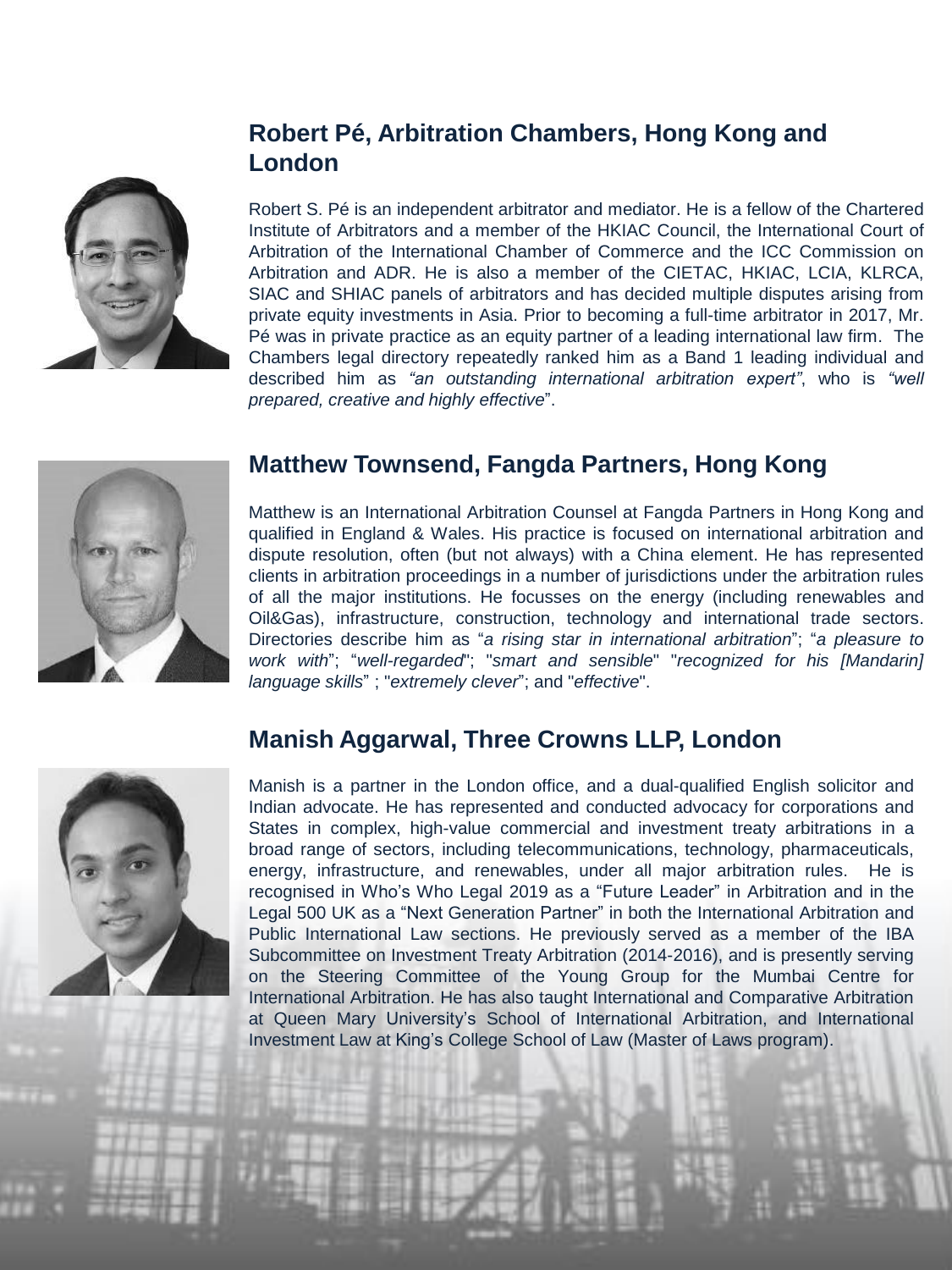## Robert Pé, Arbitration Chambers, Hong Kong and London

Robert S. Pé is an independent arbitrator and mediator. He is a fellow of the Chartered Institute of Arbitrators and a member of the HKIAC Council, the International Court of Arbitration of the International Chamber of Commerce and the ICC Commission on Arbitration and ADR. He is also a member of the CIETAC, HKIAC, LCIA, KLRCA, SIAC and SHIAC panels of arbitrators and has decided multiple disputes arising from private equity investments in Asia. Prior to becoming a full-time arbitrator in 2017, Mr. Pé was in private practice as an equity partner of a leading international law firm. The Chambers legal directory repeatedly ranked him as a Band 1 leading individual and described him as *"an outstanding international arbitration expert"*, who is *"well prepared, creative and highly effective*".

## Matthew Townsend, Fangda Partners, Hong Kong

Matthew is an International Arbitration Counsel at Fangda Partners in Hong Kong and qualified in England & Wales. His practice is focused on international arbitration and dispute resolution, often (but not always) with a China element. He has represented clients in arbitration proceedings in a number of jurisdictions under the arbitration rules of all the major institutions. He focusses on the energy (including renewables and Oil&Gas), infrastructure, construction, technology and international trade sectors. Directories describe him as "*a rising star in international arbitration*"; "*a pleasure to work with*"; "*well-regarded*"; "*smart and sensible*" "*recognized for his [Mandarin] language skills*" ; "*extremely clever*"; and "*effective*".

## Manish Aggarwal, Three Crowns LLP, London

Manish is a partner in the London office, and a dual-qualified English solicitor and Indian advocate. He has represented and conducted advocacy for corporations and States in complex, high-value commercial and investment treaty arbitrations in a broad range of sectors, including telecommunications, technology, pharmaceuticals, energy, infrastructure, and renewables, under all major arbitration rules. He is recognised in Who's Who Legal 2019 as a "Future Leader" in Arbitration and in the Legal 500 UK as a "Next Generation Partner" in both the International Arbitration and Public International Law sections. He previously served as a member of the IBA Subcommittee on Investment Treaty Arbitration (2014-2016), and is presently serving on the Steering Committee of the Young Group for the Mumbai Centre for International Arbitration. He has also taught International and Comparative Arbitration at Queen Mary University's School of International Arbitration, and International Investment Law at King's College School of Law (Master of Laws program).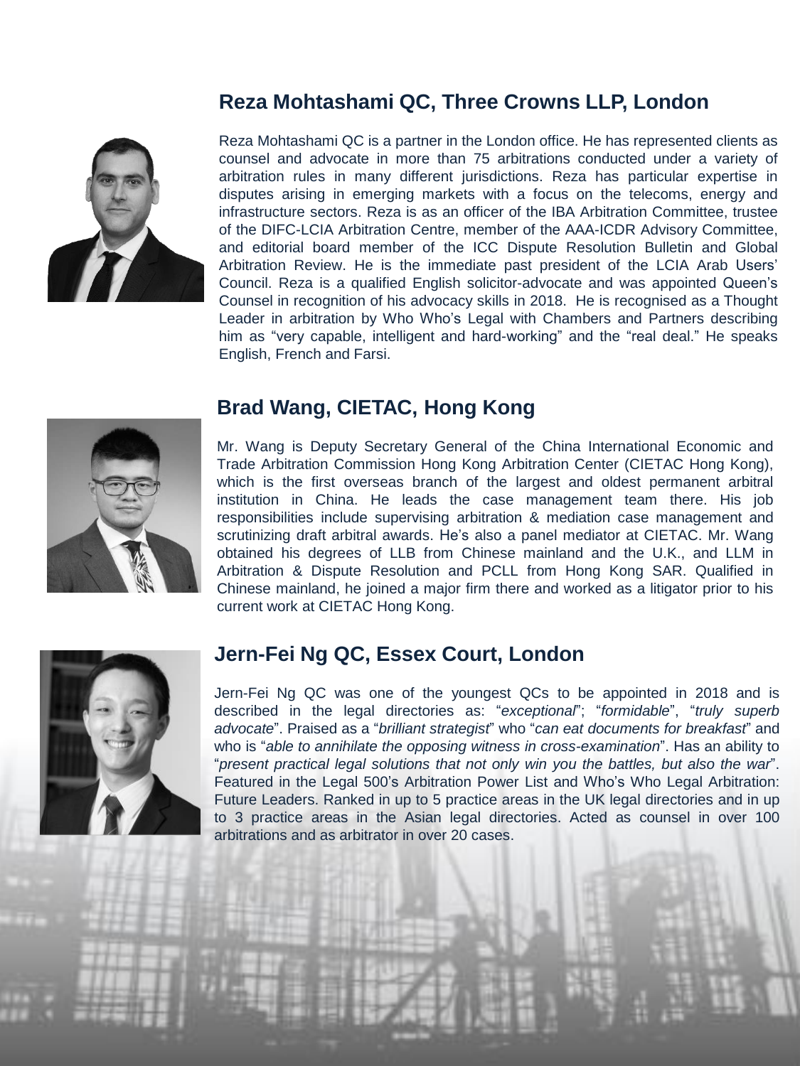## Reza Mohtashami QC, Three Crowns LLP, London

Reza Mohtashami QC is a partner in the London office. He has represented clients as counsel and advocate in more than 75 arbitrations conducted under a variety of arbitration rules in many different jurisdictions. Reza has particular expertise in disputes arising in emerging markets with a focus on the telecoms, energy and infrastructure sectors. Reza is as an officer of the IBA Arbitration Committee, trustee of the DIFC-LCIA Arbitration Centre, member of the AAA-ICDR Advisory Committee, and editorial board member of the ICC Dispute Resolution Bulletin and Global Arbitration Review. He is the immediate past president of the LCIA Arab Users' Council. Reza is a qualified English solicitor-advocate and was appointed Queen's Counsel in recognition of his advocacy skills in 2018. He is recognised as a Thought Leader in arbitration by Who Who's Legal with Chambers and Partners describing him as "very capable, intelligent and hard-working" and the "real deal." He speaks English, French and Farsi.

## Brad Wang, CIETAC, Hong Kong

Mr. Wang is Deputy Secretary General of the China International Economic and Trade Arbitration Commission Hong Kong Arbitration Center (CIETAC Hong Kong), which is the first overseas branch of the largest and oldest permanent arbitral institution in China. He leads the case management team there. His job responsibilities include supervising arbitration & mediation case management and scrutinizing draft arbitral awards. He's also a panel mediator at CIETAC. Mr. Wang obtained his degrees of LLB from Chinese mainland and the U.K., and LLM in Arbitration & Dispute Resolution and PCLL from Hong Kong SAR. Qualified in Chinese mainland, he joined a major firm there and worked as a litigator prior to his current work at CIETAC Hong Kong.

## Jern-Fei Ng QC, Essex Court, London

Jern-Fei Ng QC was one of the youngest QCs to be appointed in 2018 and is described in the legal directories as: "*exceptional*"; "*formidable*", "*truly superb advocate*". Praised as a "*brilliant strategist*" who "*can eat documents for breakfast*" and who is "*able to annihilate the opposing witness in cross-examination*". Has an ability to "*present practical legal solutions that not only win you the battles, but also the war*". Featured in the Legal 500's Arbitration Power List and Who's Who Legal Arbitration: Future Leaders. Ranked in up to 5 practice areas in the UK legal directories and in up to 3 practice areas in the Asian legal directories. Acted as counsel in over 100 arbitrations and as arbitrator in over 20 cases.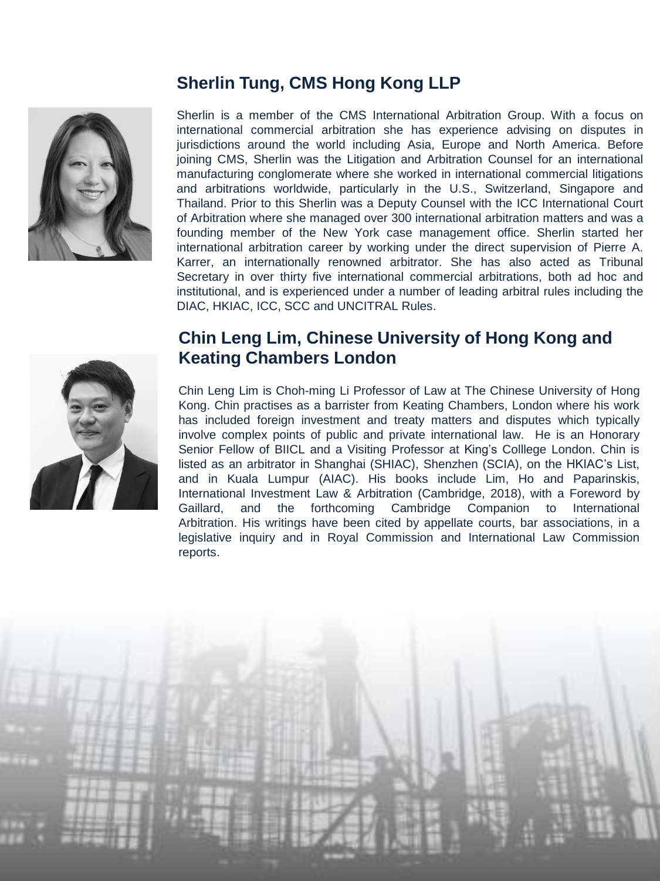## Sherlin Tung, CMS Hong Kong LLP

Sherlin is a member of the CMS International Arbitration Group. With a focus on international commercial arbitration she has experience advising on disputes in jurisdictions around the world including Asia, Europe and North America. Before joining CMS, Sherlin was the Litigation and Arbitration Counsel for an international manufacturing conglomerate where she worked in international commercial litigations and arbitrations worldwide, particularly in the U.S., Switzerland, Singapore and Thailand. Prior to this Sherlin was a Deputy Counsel with the ICC International Court of Arbitration where she managed over 300 international arbitration matters and was a founding member of the New York case management office. Sherlin started her international arbitration career by working under the direct supervision of Pierre A. Karrer, an internationally renowned arbitrator. She has also acted as Tribunal Secretary in over thirty five international commercial arbitrations, both ad hoc and institutional, and is experienced under a number of leading arbitral rules including the DIAC, HKIAC, ICC, SCC and UNCITRAL Rules.

## Chin Leng Lim, Chinese University of Hong Kong and Keating Chambers London

Chin Leng Lim is Choh-ming Li Professor of Law at The Chinese University of Hong Kong. Chin practises as a barrister from Keating Chambers, London where his work has included foreign investment and treaty matters and disputes which typically involve complex points of public and private international law. He is an Honorary Senior Fellow of BIICL and a Visiting Professor at King's Colllege London. Chin is listed as an arbitrator in Shanghai (SHIAC), Shenzhen (SCIA), on the HKIAC's List, and in Kuala Lumpur (AIAC). His books include Lim, Ho and Paparinskis, International Investment Law & Arbitration (Cambridge, 2018), with a Foreword by Gaillard, and the forthcoming Cambridge Companion to International Arbitration. His writings have been cited by appellate courts, bar associations, in a legislative inquiry and in Royal Commission and International Law Commission reports.